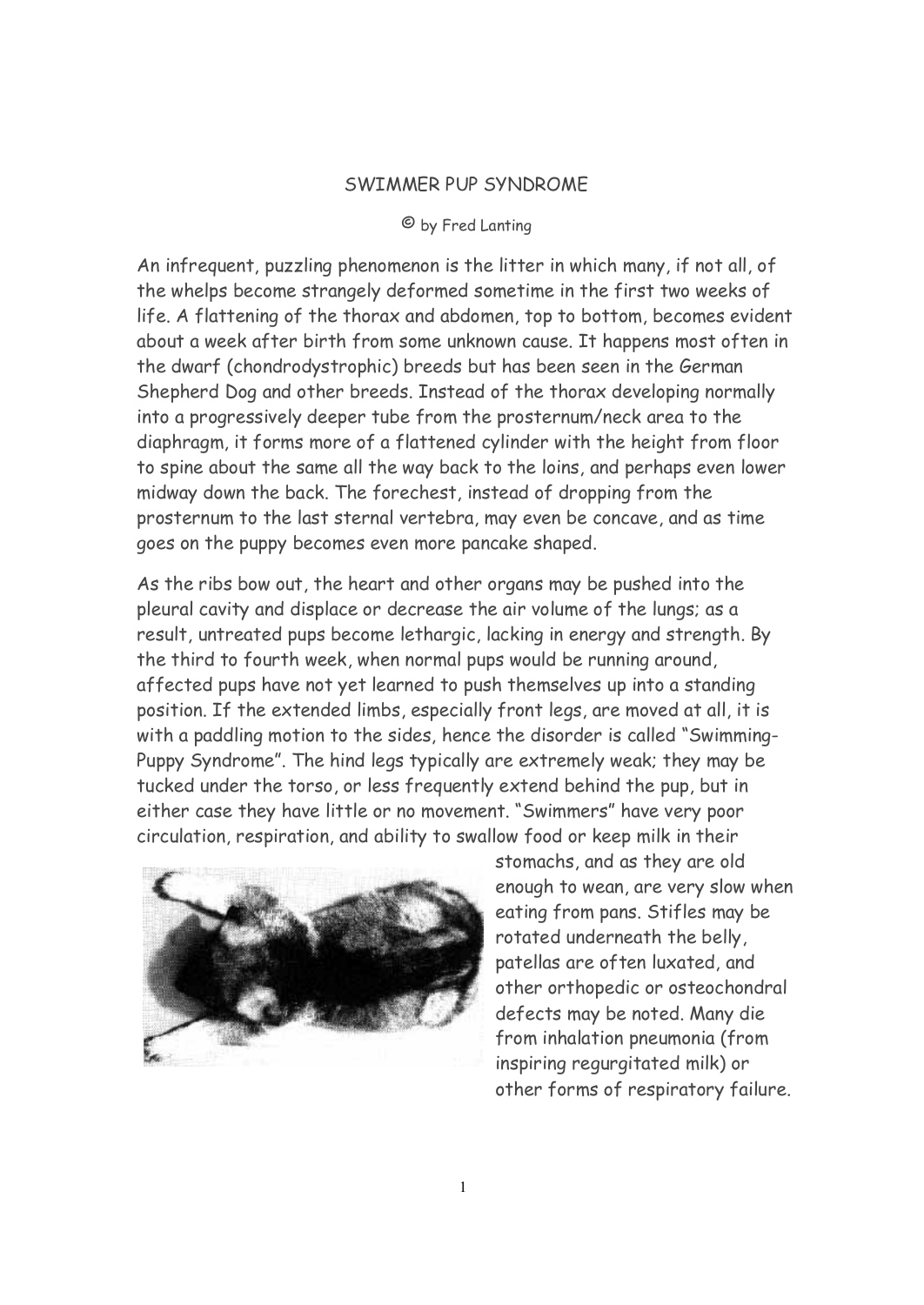# SWIMMER PUP SYNDROME

© by Fred Lanting

An infrequent, puzzling phenomenon is the litter in which many, if not all, of the whelps become strangely deformed sometime in the first two weeks of life. A flattening of the thorax and abdomen, top to bottom, becomes evident about a week after birth from some unknown cause. It happens most often in the dwarf (chondrodystrophic) breeds but has been seen in the German Shepherd Dog and other breeds. Instead of the thorax developing normally into a progressively deeper tube from the prosternum/neck area to the diaphragm, it forms more of a flattened cylinder with the height from floor to spine about the same all the way back to the loins, and perhaps even lower midway down the back. The forechest, instead of dropping from the prosternum to the last sternal vertebra, may even be concave, and as time goes on the puppy becomes even more pancake shaped.

As the ribs bow out, the heart and other organs may be pushed into the pleural cavity and displace or decrease the air volume of the lungs; as a result, untreated pups become lethargic, lacking in energy and strength. By the third to fourth week, when normal pups would be running around, affected pups have not yet learned to push themselves up into a standing position. If the extended limbs, especially front legs, are moved at all, it is with a paddling motion to the sides, hence the disorder is called "Swimming-Puppy Syndrome". The hind legs typically are extremely weak; they may be tucked under the torso, or less frequently extend behind the pup, but in either case they have little or no movement. "Swimmers" have very poor circulation, respiration, and ability to swallow food or keep milk in their stomachs, and as they are old enough to wean, are very slow when eating from pans. Stifles may be rotated underneath the belly, patellas are often luxated, and other orthopedic or osteochondral defects may be noted. Many die from inhalation pneumonia (from inspiring regurgitated milk) or other forms of respiratory failure.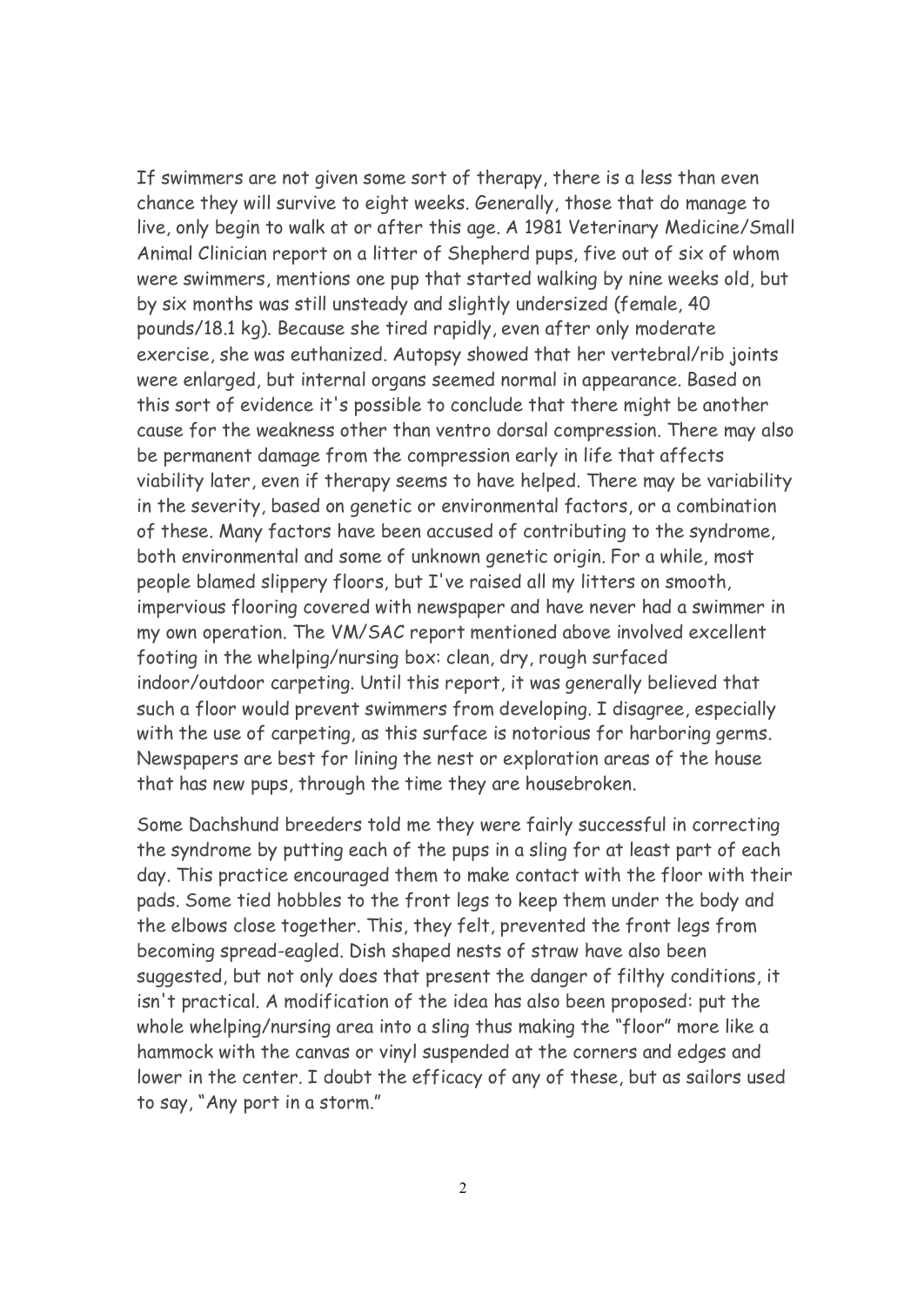If swimmers are not given some sort of therapy, there is a less than even chance they will survive to eight weeks. Generally, those that do manage to live, only begin to walk at or after this age. A 1981 Veterinary Medicine/Small Animal Clinician report on a litter of Shepherd pups, five out of six of whom were swimmers, mentions one pup that started walking by nine weeks old, but by six months was still unsteady and slightly undersized (female, 40 pounds/18.1 kg). Because she tired rapidly, even after only moderate exercise, she was euthanized. Autopsy showed that her vertebral/rib joints were enlarged, but internal organs seemed normal in appearance. Based on this sort of evidence it's possible to conclude that there might be another cause for the weakness other than ventro dorsal compression. There may also be permanent damage from the compression early in life that affects viability later, even if therapy seems to have helped. There may be variability in the severity, based on genetic or environmental factors, or a combination of these. Many factors have been accused of contributing to the syndrome, both environmental and some of unknown genetic origin. For a while, most people blamed slippery floors, but I've raised all my litters on smooth, impervious flooring covered with newspaper and have never had a swimmer in my own operation. The VM/SAC report mentioned above involved excellent footing in the whelping/nursing box: clean, dry, rough surfaced indoor/outdoor carpeting. Until this report, it was generally believed that such a floor would prevent swimmers from developing. I disagree, especially with the use of carpeting, as this surface is notorious for harboring germs. Newspapers are best for lining the nest or exploration areas of the house that has new pups, through the time they are housebroken.

Some Dachshund breeders told me they were fairly successful in correcting the syndrome by putting each of the pups in a sling for at least part of each day. This practice encouraged them to make contact with the floor with their pads. Some tied hobbles to the front legs to keep them under the body and the elbows close together. This, they felt, prevented the front legs from becoming spread-eagled. Dish shaped nests of straw have also been suggested, but not only does that present the danger of filthy conditions, it isn't practical. A modification of the idea has also been proposed: put the whole whelping/nursing area into a sling thus making the "floor" more like a hammock with the canvas or vinyl suspended at the corners and edges and lower in the center. I doubt the efficacy of any of these, but as sailors used to say, "Any port in a storm."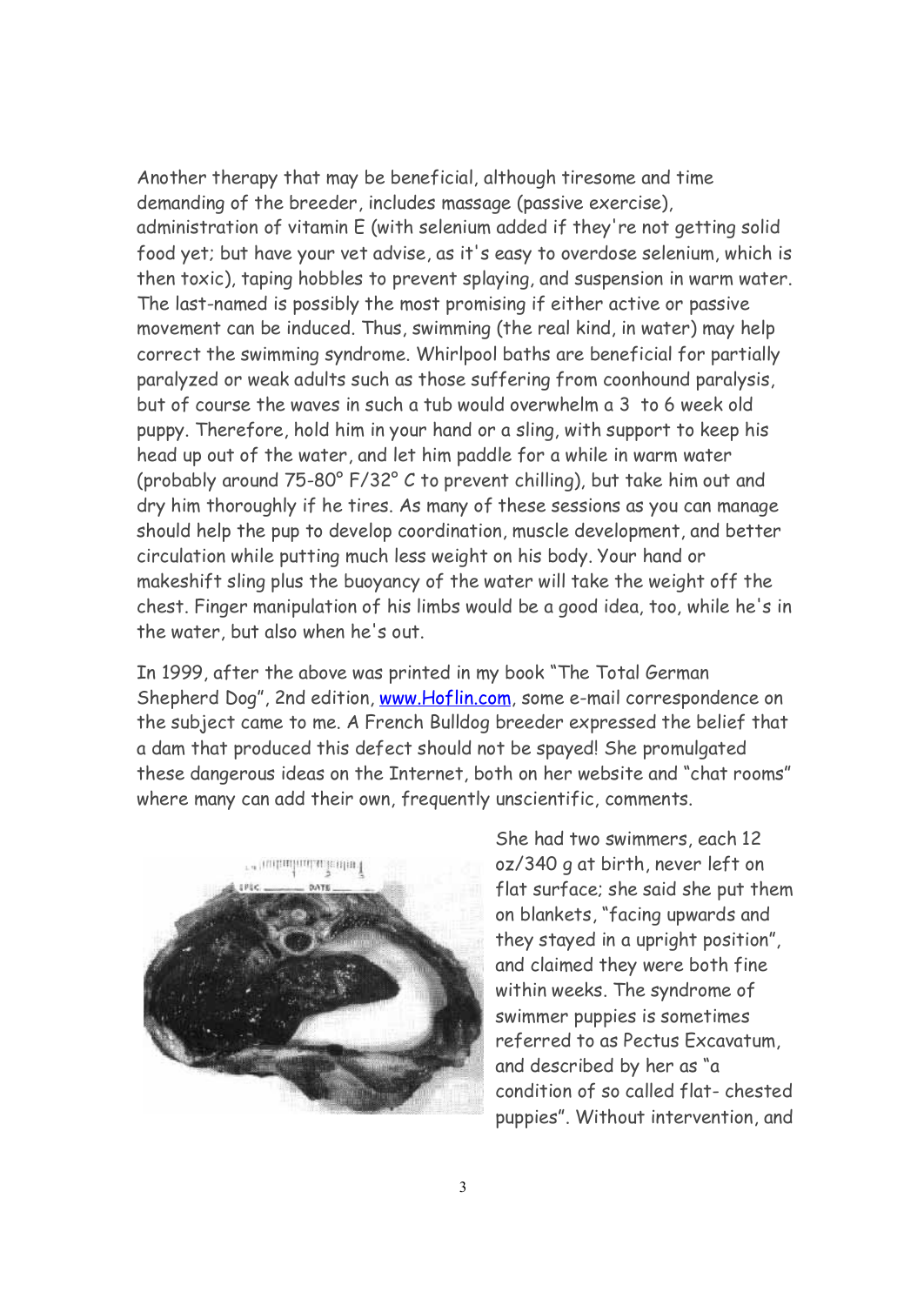Another therapy that may be beneficial, although tiresome and time demanding of the breeder, includes massage (passive exercise), administration of vitamin E (with selenium added if they're not getting solid food yet; but have your vet advise, as it's easy to overdose selenium, which is then toxic), taping hobbles to prevent splaying, and suspension in warm water. The last-named is possibly the most promising if either active or passive movement can be induced. Thus, swimming (the real kind, in water) may help correct the swimming syndrome. Whirlpool baths are beneficial for partially paralyzed or weak adults such as those suffering from coonhound paralysis, but of course the waves in such a tub would overwhelm a 3 to 6 week old puppy. Therefore, hold him in your hand or a sling, with support to keep his head up out of the water, and let him paddle for a while in warm water (probably around 75-80° F/32° C to prevent chilling), but take him out and dry him thoroughly if he tires. As many of these sessions as you can manage should help the pup to develop coordination, muscle development, and better circulation while putting much less weight on his body. Your hand or makeshift sling plus the buoyancy of the water will take the weight off the chest. Finger manipulation of his limbs would be a good idea, too, while he's in the water, but also when he's out.

In 1999, after the above was printed in my book "The Total German Shepherd Dog", 2nd edition, [www.Hoflin.com](http://www.Hoflin.com), some e-mail correspondence on the subject came to me. A French Bulldog breeder expressed the belief that a dam that produced this defect should not be spayed! She promulgated these dangerous ideas on the Internet, both on her website and "chat rooms" where many can add their own, frequently unscientific, comments.

She had two swimmers, each 12 oz/340 g at birth, never left on flat surface; she said she put them on blankets, "facing upwards and they stayed in a upright position", and claimed they were both fine within weeks. The syndrome of swimmer puppies is sometimes referred to as Pectus Excavatum, and described by her as "a condition of so called flat- chested puppies". Without intervention, and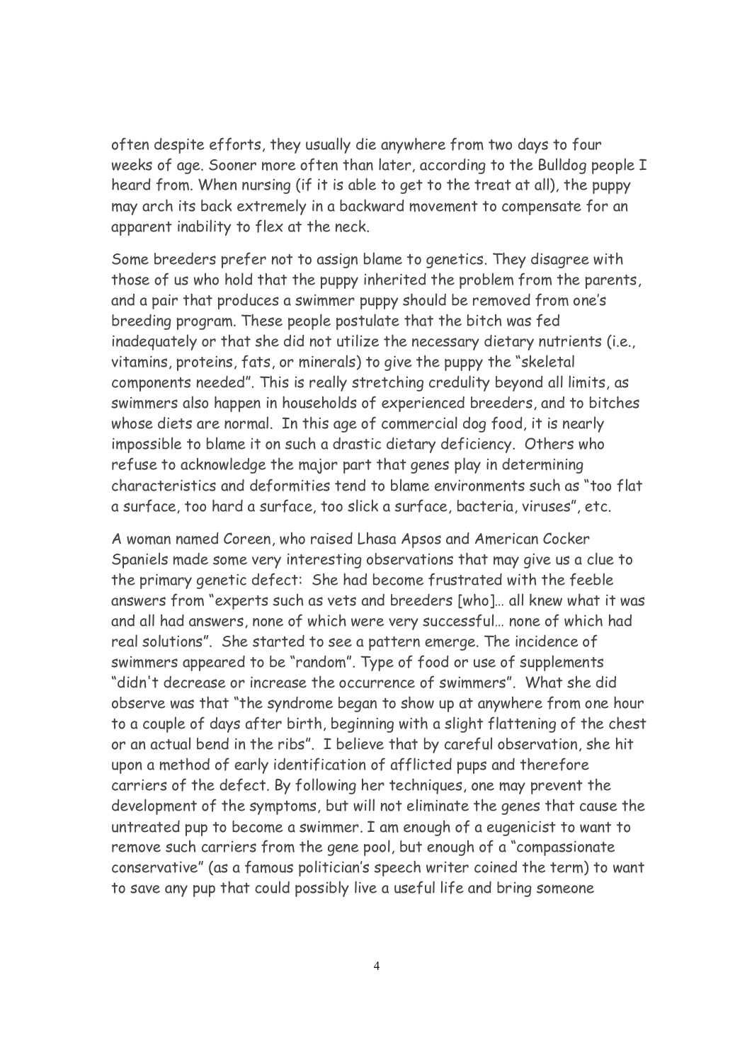often despite efforts, they usually die anywhere from two days to four weeks of age. Sooner more often than later, according to the Bulldog people I heard from. When nursing (if it is able to get to the treat at all), the puppy may arch its back extremely in a backward movement to compensate for an apparent inability to flex at the neck.

Some breeders prefer not to assign blame to genetics. They disagree with those of us who hold that the puppy inherited the problem from the parents, and a pair that produces a swimmer puppy should be removed from one's breeding program. These people postulate that the bitch was fed inadequately or that she did not utilize the necessary dietary nutrients (i.e., vitamins, proteins, fats, or minerals) to give the puppy the "skeletal components needed". This is really stretching credulity beyond all limits, as swimmers also happen in households of experienced breeders, and to bitches whose diets are normal. In this age of commercial dog food, it is nearly impossible to blame it on such a drastic dietary deficiency. Others who refuse to acknowledge the major part that genes play in determining characteristics and deformities tend to blame environments such as "too flat a surface, too hard a surface, too slick a surface, bacteria, viruses", etc.

A woman named Coreen, who raised Lhasa Apsos and American Cocker Spaniels made some very interesting observations that may give us a clue to the primary genetic defect: She had become frustrated with the feeble answers from "experts such as vets and breeders [who]… all knew what it was and all had answers, none of which were very successful… none of which had real solutions". She started to see a pattern emerge. The incidence of swimmers appeared to be "random". Type of food or use of supplements "didn't decrease or increase the occurrence of swimmers". What she did observe was that "the syndrome began to show up at anywhere from one hour to a couple of days after birth, beginning with a slight flattening of the chest or an actual bend in the ribs". I believe that by careful observation, she hit upon a method of early identification of afflicted pups and therefore carriers of the defect. By following her techniques, one may prevent the development of the symptoms, but will not eliminate the genes that cause the untreated pup to become a swimmer. I am enough of a eugenicist to want to remove such carriers from the gene pool, but enough of a "compassionate conservative" (as a famous politician's speech writer coined the term) to want to save any pup that could possibly live a useful life and bring someone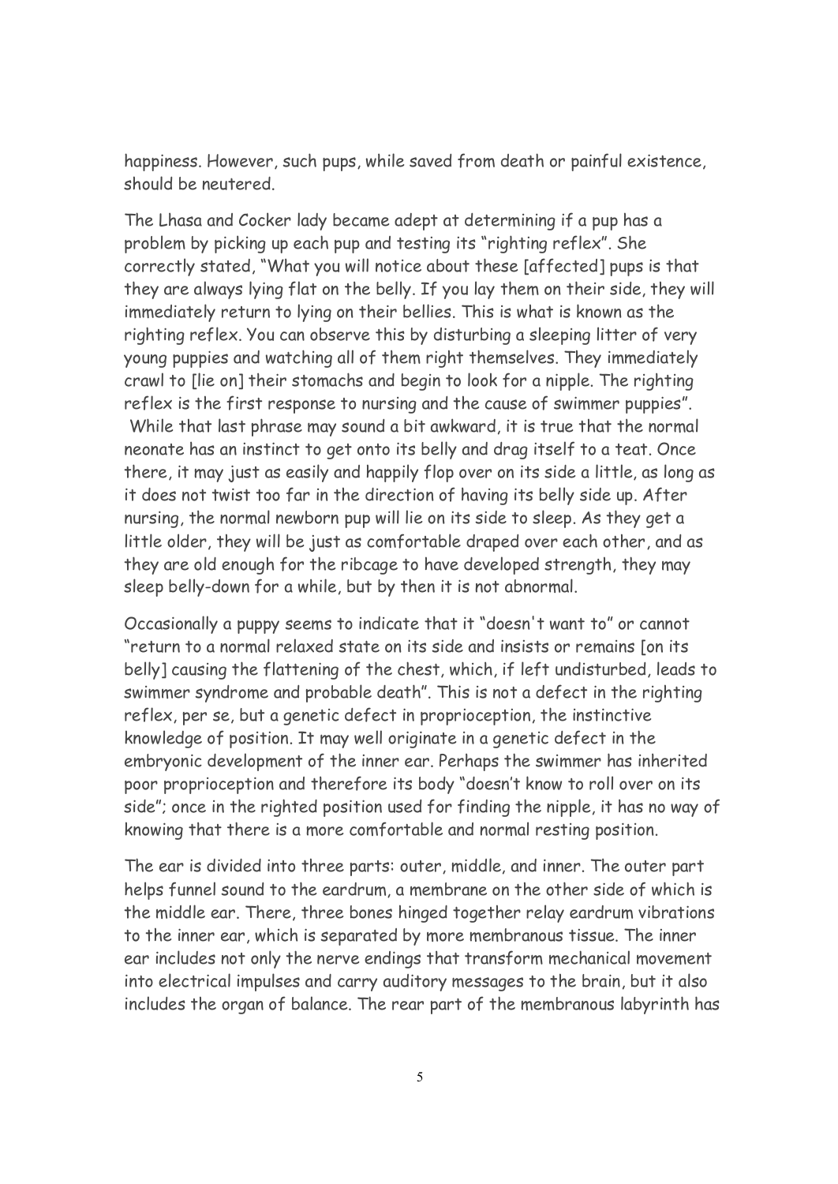happiness. However, such pups, while saved from death or painful existence, should be neutered.

The Lhasa and Cocker lady became adept at determining if a pup has a problem by picking up each pup and testing its "righting reflex". She correctly stated, "What you will notice about these [affected] pups is that they are always lying flat on the belly. If you lay them on their side, they will immediately return to lying on their bellies. This is what is known as the righting reflex. You can observe this by disturbing a sleeping litter of very young puppies and watching all of them right themselves. They immediately crawl to [lie on] their stomachs and begin to look for a nipple. The righting reflex is the first response to nursing and the cause of swimmer puppies". While that last phrase may sound a bit awkward, it is true that the normal neonate has an instinct to get onto its belly and drag itself to a teat. Once there, it may just as easily and happily flop over on its side a little, as long as it does not twist too far in the direction of having its belly side up. After nursing, the normal newborn pup will lie on its side to sleep. As they get a little older, they will be just as comfortable draped over each other, and as they are old enough for the ribcage to have developed strength, they may sleep belly-down for a while, but by then it is not abnormal.

Occasionally a puppy seems to indicate that it "doesn't want to" or cannot "return to a normal relaxed state on its side and insists or remains [on its belly] causing the flattening of the chest, which, if left undisturbed, leads to swimmer syndrome and probable death". This is not a defect in the righting reflex, per se, but a genetic defect in proprioception, the instinctive knowledge of position. It may well originate in a genetic defect in the embryonic development of the inner ear. Perhaps the swimmer has inherited poor proprioception and therefore its body "doesn't know to roll over on its side"; once in the righted position used for finding the nipple, it has no way of knowing that there is a more comfortable and normal resting position.

The ear is divided into three parts: outer, middle, and inner. The outer part helps funnel sound to the eardrum, a membrane on the other side of which is the middle ear. There, three bones hinged together relay eardrum vibrations to the inner ear, which is separated by more membranous tissue. The inner ear includes not only the nerve endings that transform mechanical movement into electrical impulses and carry auditory messages to the brain, but it also includes the organ of balance. The rear part of the membranous labyrinth has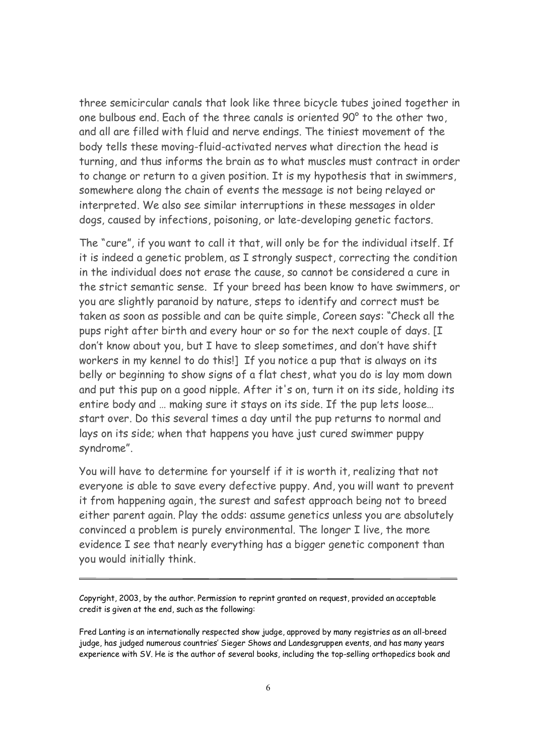three semicircular canals that look like three bicycle tubes joined together in one bulbous end. Each of the three canals is oriented 90° to the other two, and all are filled with fluid and nerve endings. The tiniest movement of the body tells these moving-fluid-activated nerves what direction the head is turning, and thus informs the brain as to what muscles must contract in order to change or return to a given position. It is my hypothesis that in swimmers, somewhere along the chain of events the message is not being relayed or interpreted. We also see similar interruptions in these messages in older dogs, caused by infections, poisoning, or late-developing genetic factors.

The "cure", if you want to call it that, will only be for the individual itself. If it is indeed a genetic problem, as I strongly suspect, correcting the condition in the individual does not erase the cause, so cannot be considered a cure in the strict semantic sense. If your breed has been know to have swimmers, or you are slightly paranoid by nature, steps to identify and correct must be taken as soon as possible and can be quite simple, Coreen says: "Check all the pups right after birth and every hour or so for the next couple of days. [I don't know about you, but I have to sleep sometimes, and don't have shift workers in my kennel to do this!] If you notice a pup that is always on its belly or beginning to show signs of a flat chest, what you do is lay mom down and put this pup on a good nipple. After it's on, turn it on its side, holding its entire body and … making sure it stays on its side. If the pup lets loose… start over. Do this several times a day until the pup returns to normal and lays on its side; when that happens you have just cured swimmer puppy syndrome".

You will have to determine for yourself if it is worth it, realizing that not everyone is able to save every defective puppy. And, you will want to prevent it from happening again, the surest and safest approach being not to breed either parent again. Play the odds: assume genetics unless you are absolutely convinced a problem is purely environmental. The longer I live, the more evidence I see that nearly everything has a bigger genetic component than you would initially think.

---

Copyright, 2003, by the author. Permission to reprint granted on request, provided an acceptable credit is given at the end, such as the following:

Fred Lanting is an internationally respected show judge, approved by many registries as an all-breed judge, has judged numerous countries' Sieger Shows and Landesgruppen events, and has many years experience with SV. He is the author of several books, including the top-selling orthopedics book and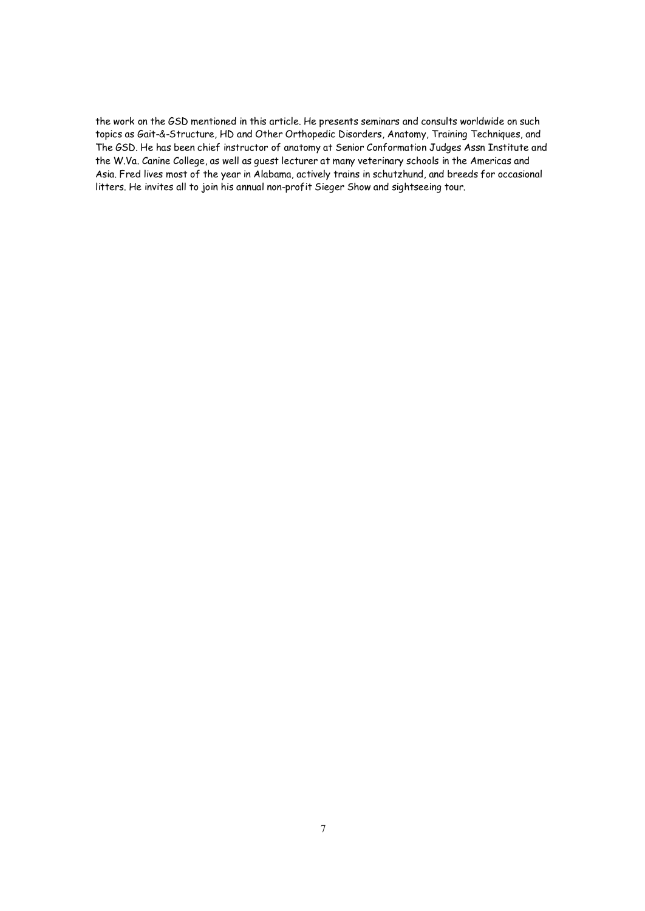the work on the GSD mentioned in this article. He presents seminars and consults worldwide on such topics as Gait-&-Structure, HD and Other Orthopedic Disorders, Anatomy, Training Techniques, and The GSD. He has been chief instructor of anatomy at Senior Conformation Judges Assn Institute and the W.Va. Canine College, as well as guest lecturer at many veterinary schools in the Americas and Asia. Fred lives most of the year in Alabama, actively trains in schutzhund, and breeds for occasional litters. He invites all to join his annual non-profit Sieger Show and sightseeing tour.